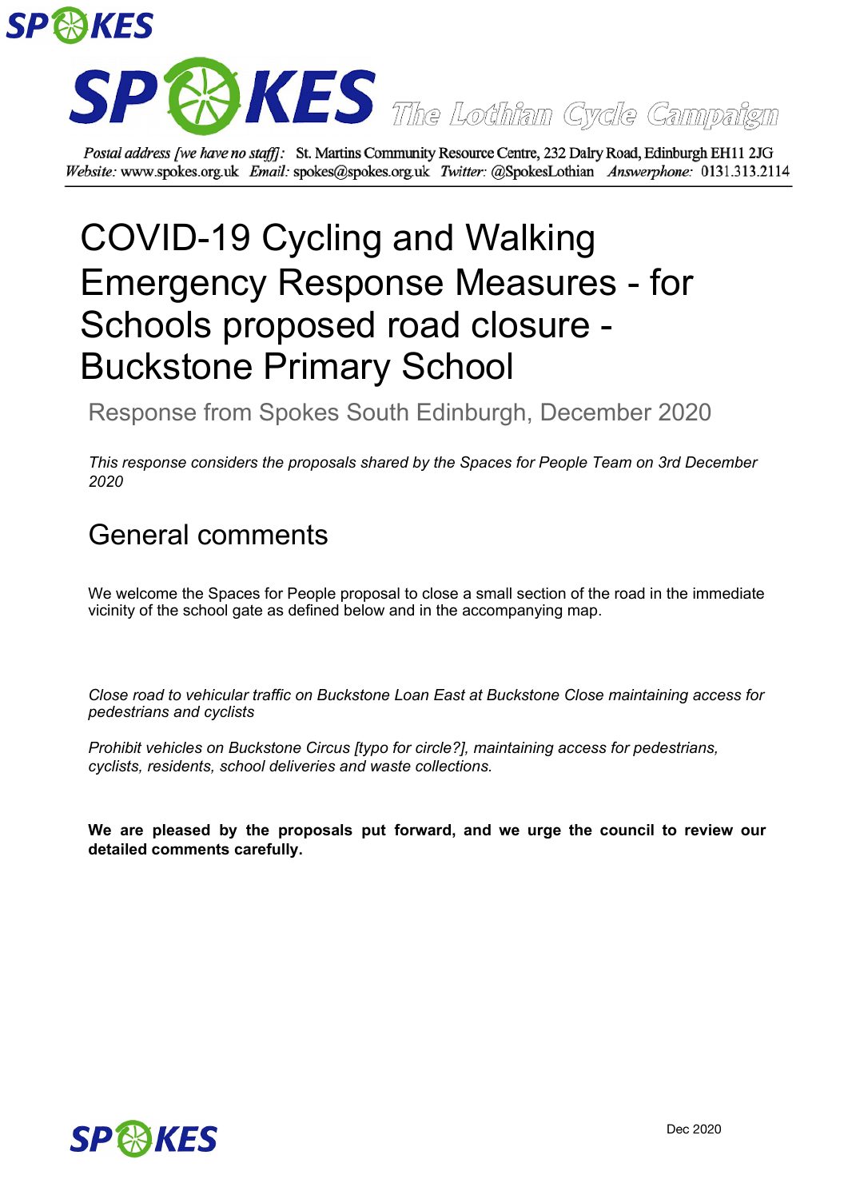# COVID-19 Cycling and Walking Emergency Response Measures - for Schools proposed road closure - Buckstone Primary School

Postal address [we have no staff]: St. Martins Community Resource Centre, 232 Dalry Road, Edinburgh EH11 2JG
Website: www.spokes.org.uk Email: spokes@spokes.org.uk Twitter: @SpokesLothian Answerphone: 0131.313.2114

Response from Spokes South Edinburgh, December 2020

*This response considers the proposals shared by the Spaces for People Team on 3rd December 2020*

## General comments

We welcome the Spaces for People proposal to close a small section of the road in the immediate vicinity of the school gate as defined below and in the accompanying map.

*Close road to vehicular traffic on Buckstone Loan East at Buckstone Close maintaining access for pedestrians and cyclists*

*Prohibit vehicles on Buckstone Circus [typo for circle?], maintaining access for pedestrians, cyclists, residents, school deliveries and waste collections.*

**We are pleased by the proposals put forward, and we urge the council to review our detailed comments carefully.**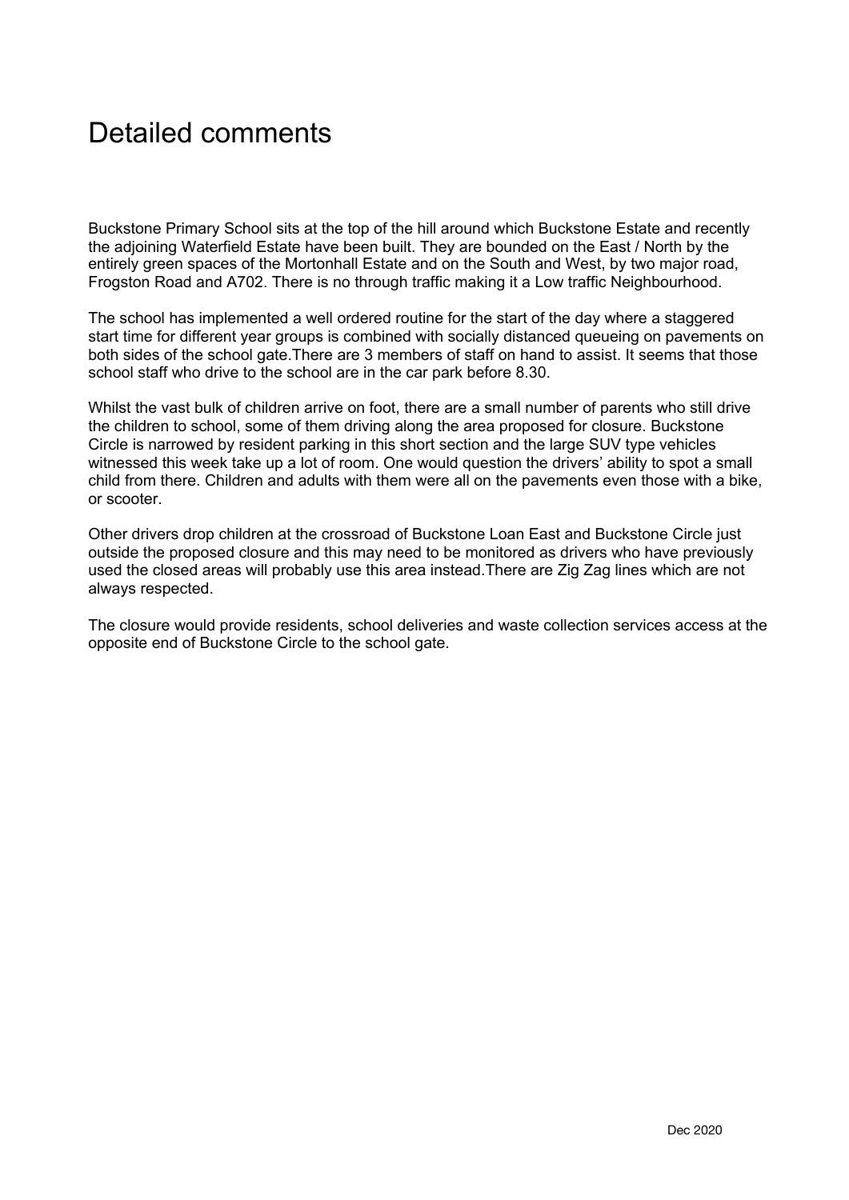# Detailed comments

Buckstone Primary School sits at the top of the hill around which Buckstone Estate and recently the adjoining Waterfield Estate have been built. They are bounded on the East / North by the entirely green spaces of the Mortonhall Estate and on the South and West, by two major road, Frogston Road and A702. There is no through traffic making it a Low traffic Neighbourhood.

The school has implemented a well ordered routine for the start of the day where a staggered start time for different year groups is combined with socially distanced queueing on pavements on both sides of the school gate.There are 3 members of staff on hand to assist. It seems that those school staff who drive to the school are in the car park before 8.30.

Whilst the vast bulk of children arrive on foot, there are a small number of parents who still drive the children to school, some of them driving along the area proposed for closure. Buckstone Circle is narrowed by resident parking in this short section and the large SUV type vehicles witnessed this week take up a lot of room. One would question the drivers' ability to spot a small child from there. Children and adults with them were all on the pavements even those with a bike, or scooter.

Other drivers drop children at the crossroad of Buckstone Loan East and Buckstone Circle just outside the proposed closure and this may need to be monitored as drivers who have previously used the closed areas will probably use this area instead.There are Zig Zag lines which are not always respected.

The closure would provide residents, school deliveries and waste collection services access at the opposite end of Buckstone Circle to the school gate.

Dec 2020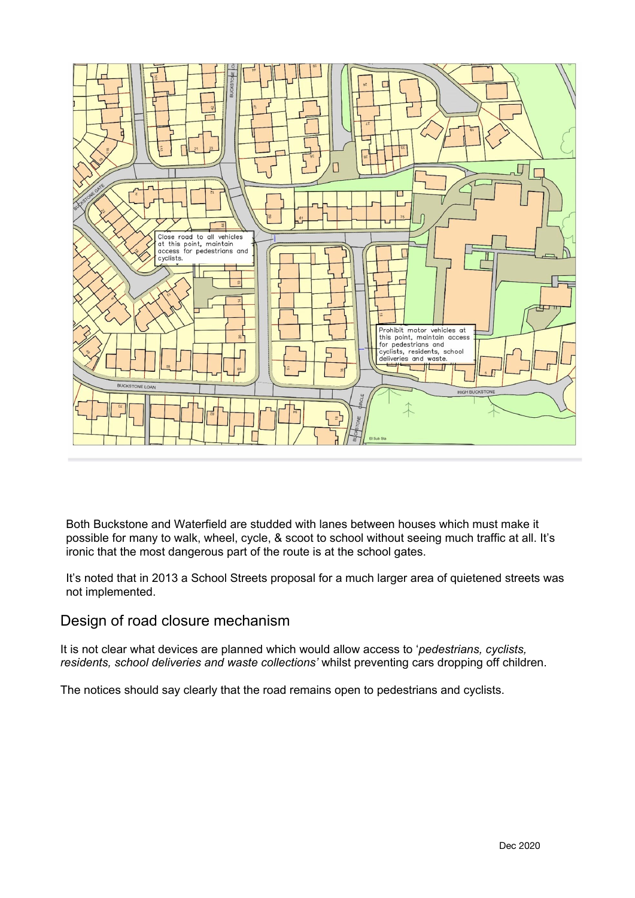Close road to all vehicles at this point, maintain access for pedestrians and cyclists.

Prohibit motor vehicles at this point, maintain access for pedestrians and cyclists, residents, school deliveries and waste.

BUCKSTONE LOAN

HIGH BUCKSTONE

BUCKSTONE GATE

BUCKSTONE CIRCLE

Both Buckstone and Waterfield are studded with lanes between houses which must make it possible for many to walk, wheel, cycle, & scoot to school without seeing much traffic at all. It's ironic that the most dangerous part of the route is at the school gates.

It's noted that in 2013 a School Streets proposal for a much larger area of quietened streets was not implemented.

## Design of road closure mechanism

It is not clear what devices are planned which would allow access to '*pedestrians, cyclists, residents, school deliveries and waste collections'* whilst preventing cars dropping off children.

The notices should say clearly that the road remains open to pedestrians and cyclists.